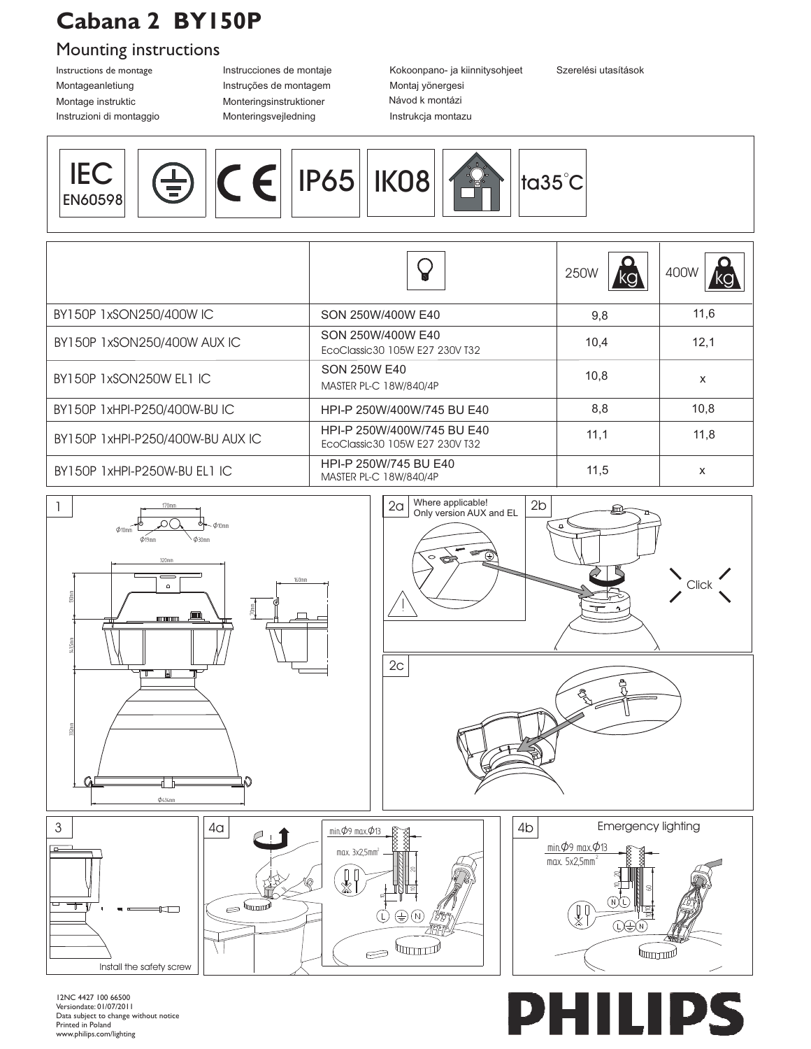# Cabana 2 BY150P

## Mounting instructions

Instructions de montage
Montageanletiung
Montage instruktic
Instruzioni di montaggio
Instrucciones de montaje
Instruções de montagem
Monteringsinstruktioner
Monteringsvejledning
Kokoonpano- ja kiinnitysohjeet
Montaj yönergesi
Návod k montázi
Instrukcja montazu
Szerelési utasítások

IEC EN60598 | IP65 | IK08 | ta35°C

| | | 250W kg | 400W kg |
|---|---|---|---|
| BY150P 1xSON250/400W IC | SON 250W/400W E40 | 9,8 | 11,6 |
| BY150P 1xSON250/400W AUX IC | SON 250W/400W E40<br>EcoClassic30 105W E27 230V T32 | 10,4 | 12,1 |
| BY150P 1xSON250W EL1 IC | SON 250W E40<br>MASTER PL-C 18W/840/4P | 10,8 | x |
| BY150P 1xHPI-P250/400W-BU IC | HPI-P 250W/400W/745 BU E40 | 8,8 | 10,8 |
| BY150P 1xHPI-P250/400W-BU AUX IC | HPI-P 250W/400W/745 BU E40<br>EcoClassic30 105W E27 230V T32 | 11,1 | 11,8 |
| BY150P 1xHPI-P250W-BU EL1 IC | HPI-P 250W/745 BU E40<br>MASTER PL-C 18W/840/4P | 11,5 | x |

1

170mm, Φ10mm, Φ19mm, Φ30mm, Φ10mm, 320mm, 160mm, 190mm, 70mm, 435mm, 330mm, Φ434mm

2a Where applicable! Only version AUX and EL

2b Click

2c

3 Install the safety screw

4a min.Φ9 max.Φ13, max. 3x2,5mm², L N

4b Emergency lighting, min.Φ9 max.Φ13, max. 5x2,5mm², N L, L N

12NC 4427 100 66500
Versiondate: 01/07/2011
Data subject to change without notice
Printed in Poland
www.philips.com/lighting

PHILIPS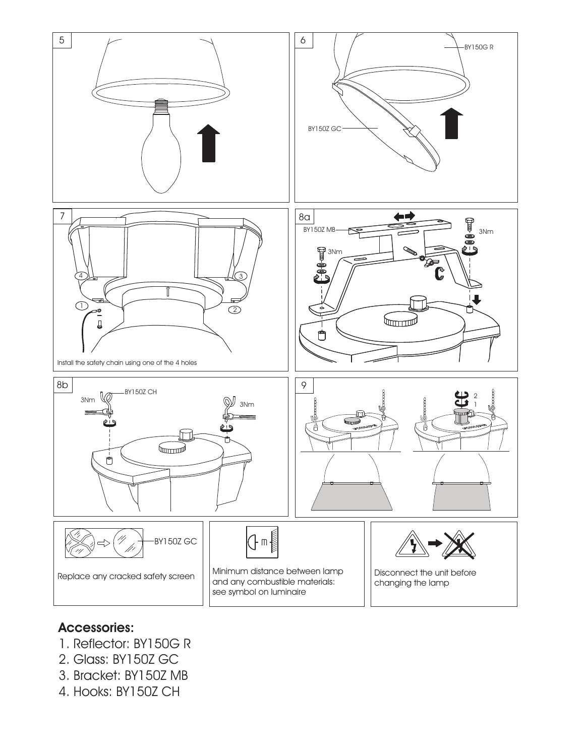5

6

BY150G R

BY150Z GC

7

Install the safety chain using one of the 4 holes

8a

BY150Z MB

3Nm

3Nm

8b

BY150Z CH

3Nm

3Nm

9

BY150Z GC

Replace any cracked safety screen

Minimum distance between lamp and any combustible materials: see symbol on luminaire

Disconnect the unit before changing the lamp

## Accessories:

1. Reflector: BY150G R
2. Glass: BY150Z GC
3. Bracket: BY150Z MB
4. Hooks: BY150Z CH